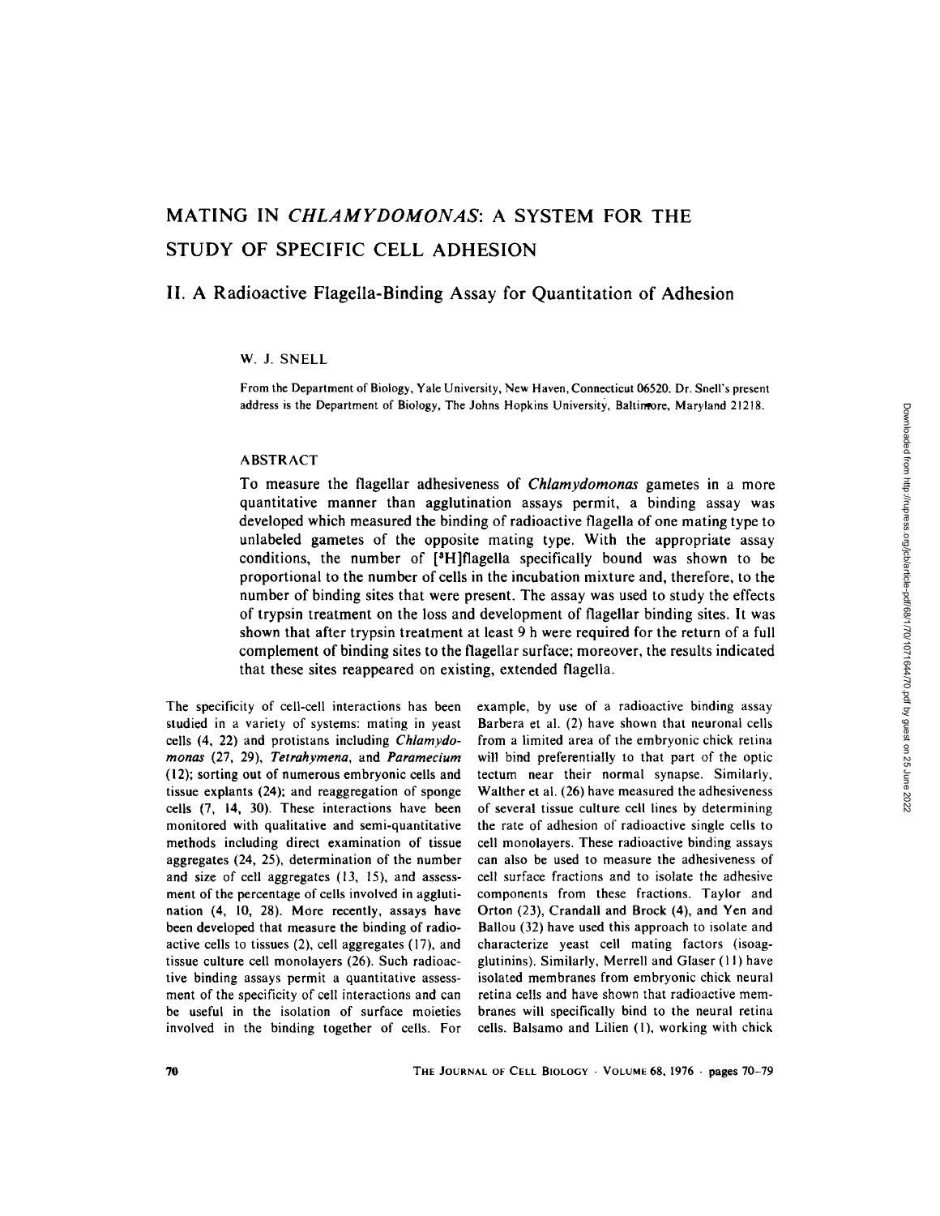# MATING IN *CHLAMYDOMONAS*: A SYSTEM FOR THE STUDY OF SPECIFIC CELL ADHESION

## II. A Radioactive Flagella-Binding Assay for Quantitation of Adhesion

W. J. SNELL

From the Department of Biology, Yale University, New Haven, Connecticut 06520. Dr. Snell's present address is the Department of Biology, The Johns Hopkins University, Baltimore, Maryland 21218.

### ABSTRACT

To measure the flagellar adhesiveness of *Chlamydomonas* gametes in a more quantitative manner than agglutination assays permit, a binding assay was developed which measured the binding of radioactive flagella of one mating type to unlabeled gametes of the opposite mating type. With the appropriate assay conditions, the number of [$^3$H]flagella specifically bound was shown to be proportional to the number of cells in the incubation mixture and, therefore, to the number of binding sites that were present. The assay was used to study the effects of trypsin treatment on the loss and development of flagellar binding sites. It was shown that after trypsin treatment at least 9 h were required for the return of a full complement of binding sites to the flagellar surface; moreover, the results indicated that these sites reappeared on existing, extended flagella.

The specificity of cell-cell interactions has been studied in a variety of systems: mating in yeast cells (4, 22) and protistans including *Chlamydomonas* (27, 29), *Tetrahymena*, and *Paramecium* (12); sorting out of numerous embryonic cells and tissue explants (24); and reaggregation of sponge cells (7, 14, 30). These interactions have been monitored with qualitative and semi-quantitative methods including direct examination of tissue aggregates (24, 25), determination of the number and size of cell aggregates (13, 15), and assessment of the percentage of cells involved in agglutination (4, 10, 28). More recently, assays have been developed that measure the binding of radioactive cells to tissues (2), cell aggregates (17), and tissue culture cell monolayers (26). Such radioactive binding assays permit a quantitative assessment of the specificity of cell interactions and can be useful in the isolation of surface moieties involved in the binding together of cells. For example, by use of a radioactive binding assay Barbera et al. (2) have shown that neuronal cells from a limited area of the embryonic chick retina will bind preferentially to that part of the optic tectum near their normal synapse. Similarly, Walther et al. (26) have measured the adhesiveness of several tissue culture cell lines by determining the rate of adhesion of radioactive single cells to cell monolayers. These radioactive binding assays can also be used to measure the adhesiveness of cell surface fractions and to isolate the adhesive components from these fractions. Taylor and Orton (23), Crandall and Brock (4), and Yen and Ballou (32) have used this approach to isolate and characterize yeast cell mating factors (isoagglutinins). Similarly, Merrell and Glaser (11) have isolated membranes from embryonic chick neural retina cells and have shown that radioactive membranes will specifically bind to the neural retina cells. Balsamo and Lilien (1), working with chick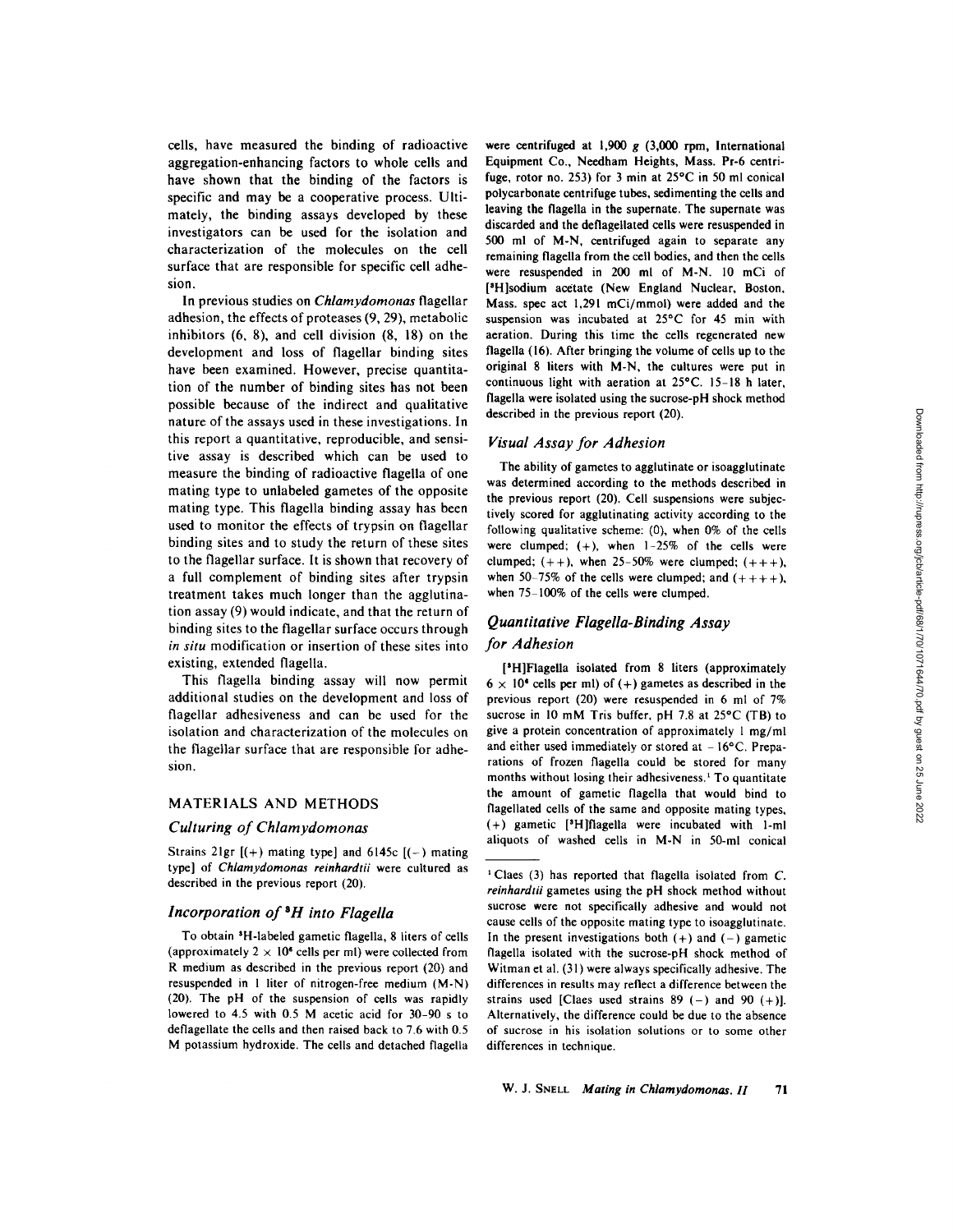cells, have measured the binding of radioactive aggregation-enhancing factors to whole cells and have shown that the binding of the factors is specific and may be a cooperative process. Ultimately, the binding assays developed by these investigators can be used for the isolation and characterization of the molecules on the cell surface that are responsible for specific cell adhesion.

In previous studies on *Chlamydomonas* flagellar adhesion, the effects of proteases (9, 29), metabolic inhibitors (6, 8), and cell division (8, 18) on the development and loss of flagellar binding sites have been examined. However, precise quantitation of the number of binding sites has not been possible because of the indirect and qualitative nature of the assays used in these investigations. In this report a quantitative, reproducible, and sensitive assay is described which can be used to measure the binding of radioactive flagella of one mating type to unlabeled gametes of the opposite mating type. This flagella binding assay has been used to monitor the effects of trypsin on flagellar binding sites and to study the return of these sites to the flagellar surface. It is shown that recovery of a full complement of binding sites after trypsin treatment takes much longer than the agglutination assay (9) would indicate, and that the return of binding sites to the flagellar surface occurs through *in situ* modification or insertion of these sites into existing, extended flagella.

This flagella binding assay will now permit additional studies on the development and loss of flagellar adhesiveness and can be used for the isolation and characterization of the molecules on the flagellar surface that are responsible for adhesion.

## MATERIALS AND METHODS

### Culturing of Chlamydomonas

Strains 21gr [(+) mating type] and 6145c [(−) mating type] of *Chlamydomonas reinhardtii* were cultured as described in the previous report (20).

### Incorporation of $^3H$ into Flagella

To obtain $^3$H-labeled gametic flagella, 8 liters of cells (approximately $2 \times 10^6$ cells per ml) were collected from R medium as described in the previous report (20) and resuspended in 1 liter of nitrogen-free medium (M-N) (20). The pH of the suspension of cells was rapidly lowered to 4.5 with 0.5 M acetic acid for 30–90 s to deflagellate the cells and then raised back to 7.6 with 0.5 M potassium hydroxide. The cells and detached flagella were centrifuged at 1,900 *g* (3,000 rpm, International Equipment Co., Needham Heights, Mass. Pr-6 centrifuge, rotor no. 253) for 3 min at 25°C in 50 ml conical polycarbonate centrifuge tubes, sedimenting the cells and leaving the flagella in the supernate. The supernate was discarded and the deflagellated cells were resuspended in 500 ml of M-N, centrifuged again to separate any remaining flagella from the cell bodies, and then the cells were resuspended in 200 ml of M-N. 10 mCi of [$^3$H]sodium acetate (New England Nuclear, Boston, Mass. spec act 1,291 mCi/mmol) were added and the suspension was incubated at 25°C for 45 min with aeration. During this time the cells regenerated new flagella (16). After bringing the volume of cells up to the original 8 liters with M-N, the cultures were put in continuous light with aeration at 25°C. 15–18 h later, flagella were isolated using the sucrose-pH shock method described in the previous report (20).

### Visual Assay for Adhesion

The ability of gametes to agglutinate or isoagglutinate was determined according to the methods described in the previous report (20). Cell suspensions were subjectively scored for agglutinating activity according to the following qualitative scheme: (0), when 0% of the cells were clumped; (+), when 1–25% of the cells were clumped; (++), when 25–50% were clumped; (+++), when 50–75% of the cells were clumped; and (++++), when 75–100% of the cells were clumped.

### Quantitative Flagella-Binding Assay for Adhesion

[$^3$H]Flagella isolated from 8 liters (approximately $6 \times 10^6$ cells per ml) of (+) gametes as described in the previous report (20) were resuspended in 6 ml of 7% sucrose in 10 mM Tris buffer, pH 7.8 at 25°C (TB) to give a protein concentration of approximately 1 mg/ml and either used immediately or stored at −16°C. Preparations of frozen flagella could be stored for many months without losing their adhesiveness.[1] To quantitate the amount of gametic flagella that would bind to flagellated cells of the same and opposite mating types, (+) gametic [$^3$H]flagella were incubated with 1-ml aliquots of washed cells in M-N in 50-ml conical

[1] Claes (3) has reported that flagella isolated from *C. reinhardtii* gametes using the pH shock method without sucrose were not specifically adhesive and would not cause cells of the opposite mating type to isoagglutinate. In the present investigations both (+) and (−) gametic flagella isolated with the sucrose-pH shock method of Witman et al. (31) were always specifically adhesive. The differences in results may reflect a difference between the strains used [Claes used strains 89 (−) and 90 (+)]. Alternatively, the difference could be due to the absence of sucrose in his isolation solutions or to some other differences in technique.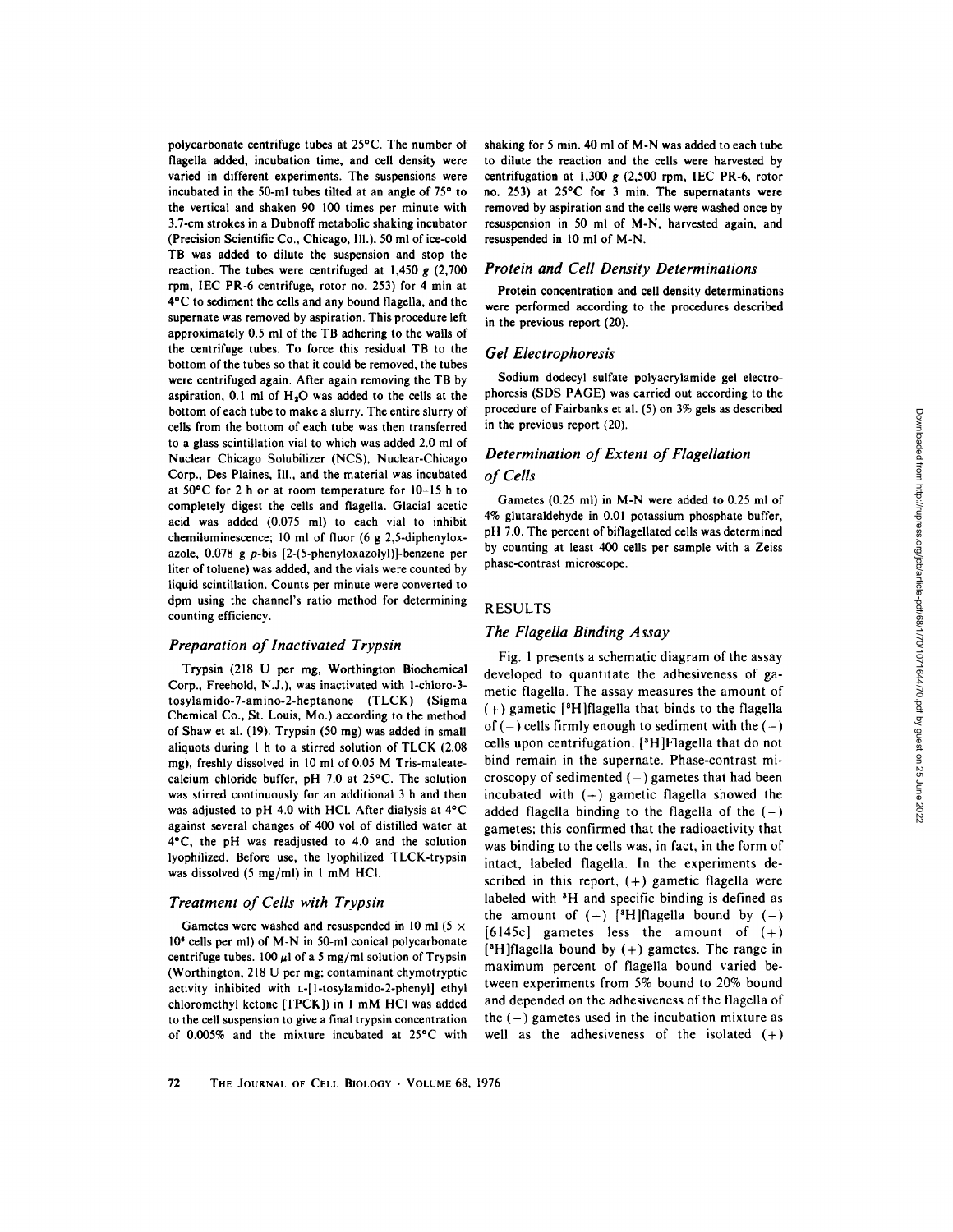polycarbonate centrifuge tubes at 25°C. The number of flagella added, incubation time, and cell density were varied in different experiments. The suspensions were incubated in the 50-ml tubes tilted at an angle of 75° to the vertical and shaken 90–100 times per minute with 3.7-cm strokes in a Dubnoff metabolic shaking incubator (Precision Scientific Co., Chicago, Ill.). 50 ml of ice-cold TB was added to dilute the suspension and stop the reaction. The tubes were centrifuged at 1,450 *g* (2,700 rpm, IEC PR-6 centrifuge, rotor no. 253) for 4 min at 4°C to sediment the cells and any bound flagella, and the supernate was removed by aspiration. This procedure left approximately 0.5 ml of the TB adhering to the walls of the centrifuge tubes. To force this residual TB to the bottom of the tubes so that it could be removed, the tubes were centrifuged again. After again removing the TB by aspiration, 0.1 ml of $H_2O$ was added to the cells at the bottom of each tube to make a slurry. The entire slurry of cells from the bottom of each tube was then transferred to a glass scintillation vial to which was added 2.0 ml of Nuclear Chicago Solubilizer (NCS), Nuclear-Chicago Corp., Des Plaines, Ill., and the material was incubated at 50°C for 2 h or at room temperature for 10–15 h to completely digest the cells and flagella. Glacial acetic acid was added (0.075 ml) to each vial to inhibit chemiluminescence; 10 ml of fluor (6 g 2,5-diphenyloxazole, 0.078 g *p*-bis [2-(5-phenyloxazolyl)]-benzene per liter of toluene) was added, and the vials were counted by liquid scintillation. Counts per minute were converted to dpm using the channel's ratio method for determining counting efficiency.

### *Preparation of Inactivated Trypsin*

Trypsin (218 U per mg, Worthington Biochemical Corp., Freehold, N.J.), was inactivated with 1-chloro-3-tosylamido-7-amino-2-heptanone (TLCK) (Sigma Chemical Co., St. Louis, Mo.) according to the method of Shaw et al. (19). Trypsin (50 mg) was added in small aliquots during 1 h to a stirred solution of TLCK (2.08 mg), freshly dissolved in 10 ml of 0.05 M Tris-maleate-calcium chloride buffer, pH 7.0 at 25°C. The solution was stirred continuously for an additional 3 h and then was adjusted to pH 4.0 with HCl. After dialysis at 4°C against several changes of 400 vol of distilled water at 4°C, the pH was readjusted to 4.0 and the solution lyophilized. Before use, the lyophilized TLCK-trypsin was dissolved (5 mg/ml) in 1 mM HCl.

### *Treatment of Cells with Trypsin*

Gametes were washed and resuspended in 10 ml ($5 \times 10^6$ cells per ml) of M-N in 50-ml conical polycarbonate centrifuge tubes. 100 μl of a 5 mg/ml solution of Trypsin (Worthington, 218 U per mg; contaminant chymotryptic activity inhibited with L-[1-tosylamido-2-phenyl] ethyl chloromethyl ketone [TPCK]) in 1 mM HCl was added to the cell suspension to give a final trypsin concentration of 0.005% and the mixture incubated at 25°C with shaking for 5 min. 40 ml of M-N was added to each tube to dilute the reaction and the cells were harvested by centrifugation at 1,300 *g* (2,500 rpm, IEC PR-6, rotor no. 253) at 25°C for 3 min. The supernatants were removed by aspiration and the cells were washed once by resuspension in 50 ml of M-N, harvested again, and resuspended in 10 ml of M-N.

### *Protein and Cell Density Determinations*

Protein concentration and cell density determinations were performed according to the procedures described in the previous report (20).

### *Gel Electrophoresis*

Sodium dodecyl sulfate polyacrylamide gel electrophoresis (SDS PAGE) was carried out according to the procedure of Fairbanks et al. (5) on 3% gels as described in the previous report (20).

### *Determination of Extent of Flagellation of Cells*

Gametes (0.25 ml) in M-N were added to 0.25 ml of 4% glutaraldehyde in 0.01 potassium phosphate buffer, pH 7.0. The percent of biflagellated cells was determined by counting at least 400 cells per sample with a Zeiss phase-contrast microscope.

## RESULTS

### *The Flagella Binding Assay*

Fig. 1 presents a schematic diagram of the assay developed to quantitate the adhesiveness of gametic flagella. The assay measures the amount of (+) gametic [$^3$H]flagella that binds to the flagella of (−) cells firmly enough to sediment with the (−) cells upon centrifugation. [$^3$H]Flagella that do not bind remain in the supernate. Phase-contrast microscopy of sedimented (−) gametes that had been incubated with (+) gametic flagella showed the added flagella binding to the flagella of the (−) gametes; this confirmed that the radioactivity that was binding to the cells was, in fact, in the form of intact, labeled flagella. In the experiments described in this report, (+) gametic flagella were labeled with $^3$H and specific binding is defined as the amount of (+) [$^3$H]flagella bound by (−) [6145c] gametes less the amount of (+) [$^3$H]flagella bound by (+) gametes. The range in maximum percent of flagella bound varied between experiments from 5% bound to 20% bound and depended on the adhesiveness of the flagella of the (−) gametes used in the incubation mixture as well as the adhesiveness of the isolated (+)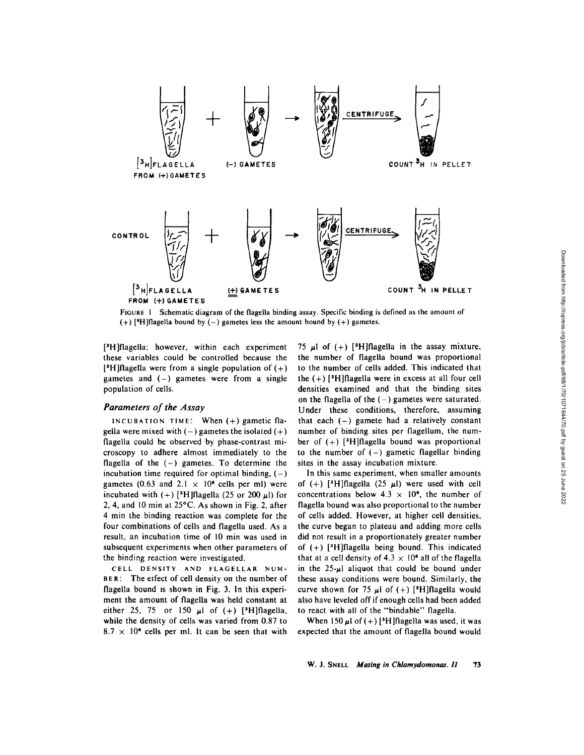FIGURE 1 Schematic diagram of the flagella binding assay. Specific binding is defined as the amount of (+) [$^3$H]flagella bound by (−) gametes less the amount bound by (+) gametes.

[$^3$H]flagella; however, within each experiment these variables could be controlled because the [$^3$H]flagella were from a single population of (+) gametes and (−) gametes were from a single population of cells.

## Parameters of the Assay

INCUBATION TIME: When (+) gametic flagella were mixed with (−) gametes the isolated (+) flagella could be observed by phase-contrast microscopy to adhere almost immediately to the flagella of the (−) gametes. To determine the incubation time required for optimal binding, (−) gametes (0.63 and $2.1 \times 10^6$ cells per ml) were incubated with (+) [$^3$H]flagella (25 or 200 μl) for 2, 4, and 10 min at 25°C. As shown in Fig. 2, after 4 min the binding reaction was complete for the four combinations of cells and flagella used. As a result, an incubation time of 10 min was used in subsequent experiments when other parameters of the binding reaction were investigated.

CELL DENSITY AND FLAGELLAR NUMBER: The effect of cell density on the number of flagella bound is shown in Fig. 3. In this experiment the amount of flagella was held constant at either 25, 75 or 150 μl of (+) [$^3$H]flagella, while the density of cells was varied from 0.87 to $8.7 \times 10^6$ cells per ml. It can be seen that with 75 μl of (+) [$^3$H]flagella in the assay mixture, the number of flagella bound was proportional to the number of cells added. This indicated that the (+) [$^3$H]flagella were in excess at all four cell densities examined and that the binding sites on the flagella of the (−) gametes were saturated. Under these conditions, therefore, assuming that each (−) gamete had a relatively constant number of binding sites per flagellum, the number of (+) [$^3$H]flagella bound was proportional to the number of (−) gametic flagellar binding sites in the assay incubation mixture.

In this same experiment, when smaller amounts of (+) [$^3$H]flagella (25 μl) were used with cell concentrations below $4.3 \times 10^6$, the number of flagella bound was also proportional to the number of cells added. However, at higher cell densities, the curve began to plateau and adding more cells did not result in a proportionately greater number of (+) [$^3$H]flagella being bound. This indicated that at a cell density of $4.3 \times 10^6$ all of the flagella in the 25-μl aliquot that could be bound under these assay conditions were bound. Similarly, the curve shown for 75 μl of (+) [$^3$H]flagella would also have leveled off if enough cells had been added to react with all of the "bindable" flagella.

When 150 μl of (+) [$^3$H]flagella was used, it was expected that the amount of flagella bound would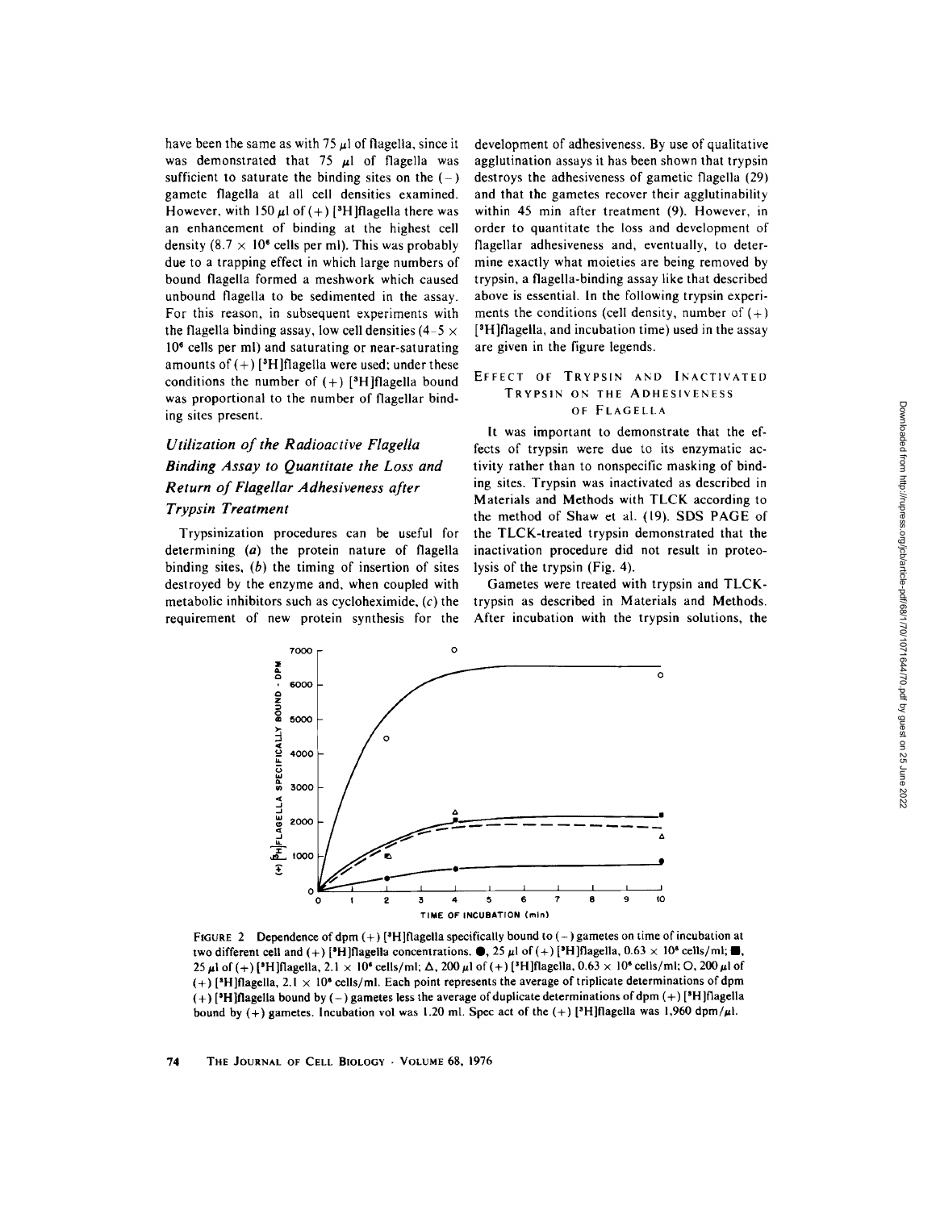have been the same as with 75 μl of flagella, since it was demonstrated that 75 μl of flagella was sufficient to saturate the binding sites on the (−) gamete flagella at all cell densities examined. However, with 150 μl of (+) [$^3$H]flagella there was an enhancement of binding at the highest cell density ($8.7 \times 10^6$ cells per ml). This was probably due to a trapping effect in which large numbers of bound flagella formed a meshwork which caused unbound flagella to be sedimented in the assay. For this reason, in subsequent experiments with the flagella binding assay, low cell densities ($4$–$5 \times 10^6$ cells per ml) and saturating or near-saturating amounts of (+) [$^3$H]flagella were used; under these conditions the number of (+) [$^3$H]flagella bound was proportional to the number of flagellar binding sites present.

## *Utilization of the Radioactive Flagella Binding Assay to Quantitate the Loss and Return of Flagellar Adhesiveness after Trypsin Treatment*

Trypsinization procedures can be useful for determining (*a*) the protein nature of flagella binding sites, (*b*) the timing of insertion of sites destroyed by the enzyme and, when coupled with metabolic inhibitors such as cycloheximide, (*c*) the requirement of new protein synthesis for the development of adhesiveness. By use of qualitative agglutination assays it has been shown that trypsin destroys the adhesiveness of gametic flagella (29) and that the gametes recover their agglutinability within 45 min after treatment (9). However, in order to quantitate the loss and development of flagellar adhesiveness and, eventually, to determine exactly what moieties are being removed by trypsin, a flagella-binding assay like that described above is essential. In the following trypsin experiments the conditions (cell density, number of (+) [$^3$H]flagella, and incubation time) used in the assay are given in the figure legends.

### Effect of Trypsin and Inactivated Trypsin on the Adhesiveness of Flagella

It was important to demonstrate that the effects of trypsin were due to its enzymatic activity rather than to nonspecific masking of binding sites. Trypsin was inactivated as described in Materials and Methods with TLCK according to the method of Shaw et al. (19). SDS PAGE of the TLCK-treated trypsin demonstrated that the inactivation procedure did not result in proteolysis of the trypsin (Fig. 4).

Gametes were treated with trypsin and TLCK-trypsin as described in Materials and Methods. After incubation with the trypsin solutions, the

FIGURE 2 Dependence of dpm (+) [$^3$H]flagella specifically bound to (−) gametes on time of incubation at two different cell and (+) [$^3$H]flagella concentrations. ●, 25 μl of (+) [$^3$H]flagella, $0.63 \times 10^6$ cells/ml; ■, 25 μl of (+) [$^3$H]flagella, $2.1 \times 10^6$ cells/ml; Δ, 200 μl of (+) [$^3$H]flagella, $0.63 \times 10^6$ cells/ml; ○, 200 μl of (+) [$^3$H]flagella, $2.1 \times 10^6$ cells/ml. Each point represents the average of triplicate determinations of dpm (+) [$^3$H]flagella bound by (−) gametes less the average of duplicate determinations of dpm (+) [$^3$H]flagella bound by (+) gametes. Incubation vol was 1.20 ml. Spec act of the (+) [$^3$H]flagella was 1,960 dpm/μl.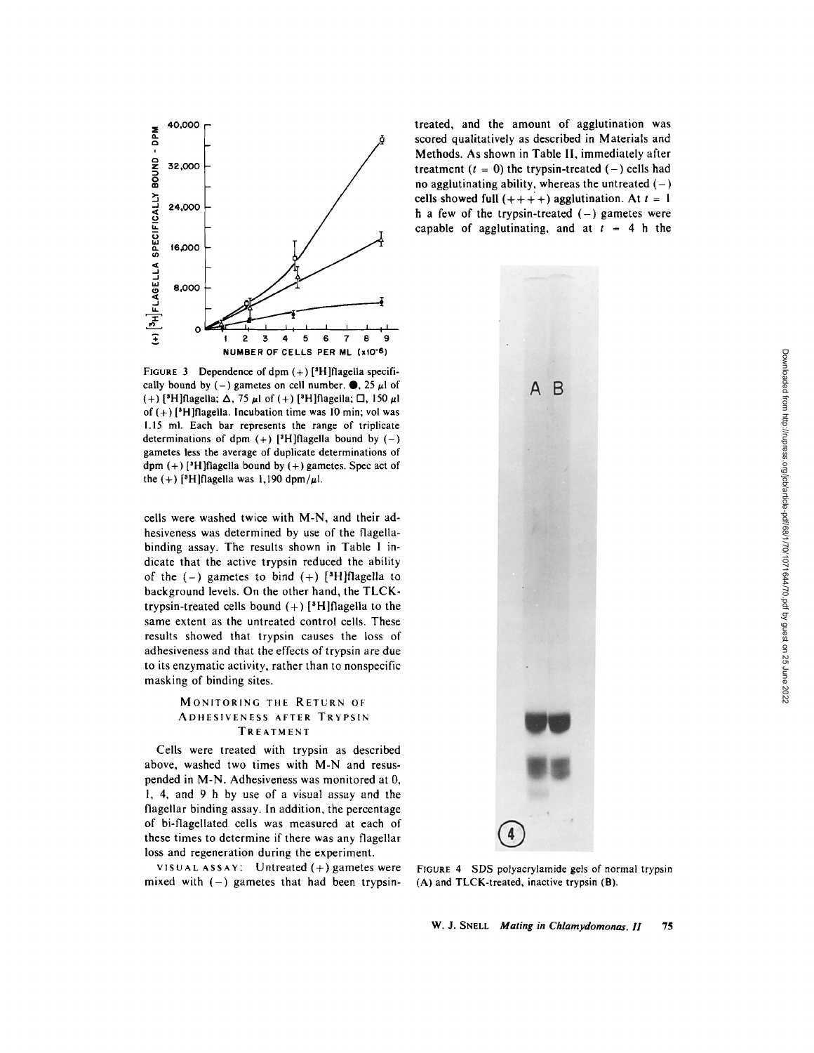FIGURE 3 Dependence of dpm (+) [$^3$H]flagella specifically bound by (−) gametes on cell number. ●, 25 µl of (+) [$^3$H]flagella; Δ, 75 µl of (+) [$^3$H]flagella; □, 150 µl of (+) [$^3$H]flagella. Incubation time was 10 min; vol was 1.15 ml. Each bar represents the range of triplicate determinations of dpm (+) [$^3$H]flagella bound by (−) gametes less the average of duplicate determinations of dpm (+) [$^3$H]flagella bound by (+) gametes. Spec act of the (+) [$^3$H]flagella was 1,190 dpm/µl.

cells were washed twice with M-N, and their adhesiveness was determined by use of the flagella-binding assay. The results shown in Table I indicate that the active trypsin reduced the ability of the (−) gametes to bind (+) [$^3$H]flagella to background levels. On the other hand, the TLCK-trypsin-treated cells bound (+) [$^3$H]flagella to the same extent as the untreated control cells. These results showed that trypsin causes the loss of adhesiveness and that the effects of trypsin are due to its enzymatic activity, rather than to nonspecific masking of binding sites.

### Monitoring the Return of Adhesiveness after Trypsin Treatment

Cells were treated with trypsin as described above, washed two times with M-N and resuspended in M-N. Adhesiveness was monitored at 0, 1, 4, and 9 h by use of a visual assay and the flagellar binding assay. In addition, the percentage of bi-flagellated cells was measured at each of these times to determine if there was any flagellar loss and regeneration during the experiment.

VISUAL ASSAY: Untreated (+) gametes were mixed with (−) gametes that had been trypsin-treated, and the amount of agglutination was scored qualitatively as described in Materials and Methods. As shown in Table II, immediately after treatment ($t$ = 0) the trypsin-treated (−) cells had no agglutinating ability, whereas the untreated (−) cells showed full (++++) agglutination. At $t$ = 1 h a few of the trypsin-treated (−) gametes were capable of agglutinating, and at $t$ = 4 h the

FIGURE 4 SDS polyacrylamide gels of normal trypsin (A) and TLCK-treated, inactive trypsin (B).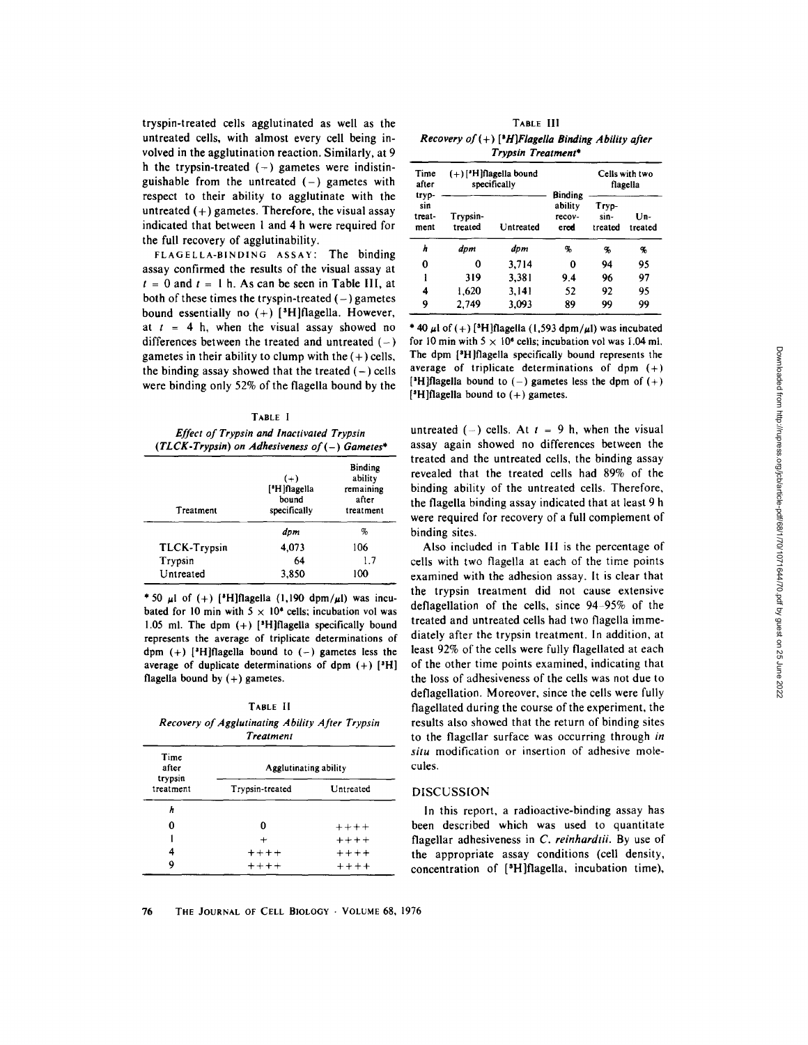tryspin-treated cells agglutinated as well as the untreated cells, with almost every cell being involved in the agglutination reaction. Similarly, at 9 h the trypsin-treated (−) gametes were indistinguishable from the untreated (−) gametes with respect to their ability to agglutinate with the untreated (+) gametes. Therefore, the visual assay indicated that between 1 and 4 h were required for the full recovery of agglutinability.

FLAGELLA-BINDING ASSAY: The binding assay confirmed the results of the visual assay at $t = 0$ and $t = 1$ h. As can be seen in Table III, at both of these times the tryspin-treated (−) gametes bound essentially no (+) [$^3$H]flagella. However, at $t = 4$ h, when the visual assay showed no differences between the treated and untreated (−) gametes in their ability to clump with the (+) cells, the binding assay showed that the treated (−) cells were binding only 52% of the flagella bound by the untreated (−) cells. At $t = 9$ h, when the visual assay again showed no differences between the treated and the untreated cells, the binding assay revealed that the treated cells had 89% of the binding ability of the untreated cells. Therefore, the flagella binding assay indicated that at least 9 h were required for recovery of a full complement of binding sites.

TABLE I

*Effect of Trypsin and Inactivated Trypsin (TLCK-Trypsin) on Adhesiveness of (−) Gametes\**

| Treatment | (+) [$^3$H]flagella bound specifically | Binding ability remaining after treatment |
|---|---|---|
| | *dpm* | *%* |
| TLCK-Trypsin | 4,073 | 106 |
| Trypsin | 64 | 1.7 |
| Untreated | 3,850 | 100 |

\* 50 μl of (+) [$^3$H]flagella (1,190 dpm/μl) was incubated for 10 min with $5 \times 10^6$ cells; incubation vol was 1.05 ml. The dpm (+) [$^3$H]flagella specifically bound represents the average of triplicate determinations of dpm (+) [$^3$H]flagella bound to (−) gametes less the average of duplicate determinations of dpm (+) [$^3$H] flagella bound by (+) gametes.

TABLE II

*Recovery of Agglutinating Ability After Trypsin Treatment*

| Time after trypsin treatment | Agglutinating ability | |
|---|---|---|
| | Trypsin-treated | Untreated |
| *h* | | |
| 0 | 0 | ++++ |
| 1 | + | ++++ |
| 4 | ++++ | ++++ |
| 9 | ++++ | ++++ |

TABLE III

*Recovery of (+) [$^3$H]Flagella Binding Ability after Trypsin Treatment\**

| Time after trypsin treatment | (+) [$^3$H]flagella bound specifically | | Binding ability recovered | Cells with two flagella | |
|---|---|---|---|---|---|
| | Trypsin-treated | Untreated | | Trypsin-treated | Untreated |
| *h* | *dpm* | *dpm* | *%* | *%* | *%* |
| 0 | 0 | 3,714 | 0 | 94 | 95 |
| 1 | 319 | 3,381 | 9.4 | 96 | 97 |
| 4 | 1,620 | 3,141 | 52 | 92 | 95 |
| 9 | 2,749 | 3,093 | 89 | 99 | 99 |

\* 40 μl of (+) [$^3$H]flagella (1,593 dpm/μl) was incubated for 10 min with $5 \times 10^6$ cells; incubation vol was 1.04 ml. The dpm [$^3$H]flagella specifically bound represents the average of triplicate determinations of dpm (+) [$^3$H]flagella bound to (−) gametes less the dpm of (+) [$^3$H]flagella bound to (+) gametes.

Also included in Table III is the percentage of cells with two flagella at each of the time points examined with the adhesion assay. It is clear that the trypsin treatment did not cause extensive deflagellation of the cells, since 94–95% of the treated and untreated cells had two flagella immediately after the trypsin treatment. In addition, at least 92% of the cells were fully flagellated at each of the other time points examined, indicating that the loss of adhesiveness of the cells was not due to deflagellation. Moreover, since the cells were fully flagellated during the course of the experiment, the results also showed that the return of binding sites to the flagellar surface was occurring through *in situ* modification or insertion of adhesive molecules.

## DISCUSSION

In this report, a radioactive-binding assay has been described which was used to quantitate flagellar adhesiveness in *C. reinhardtii*. By use of the appropriate assay conditions (cell density, concentration of [$^3$H]flagella, incubation time),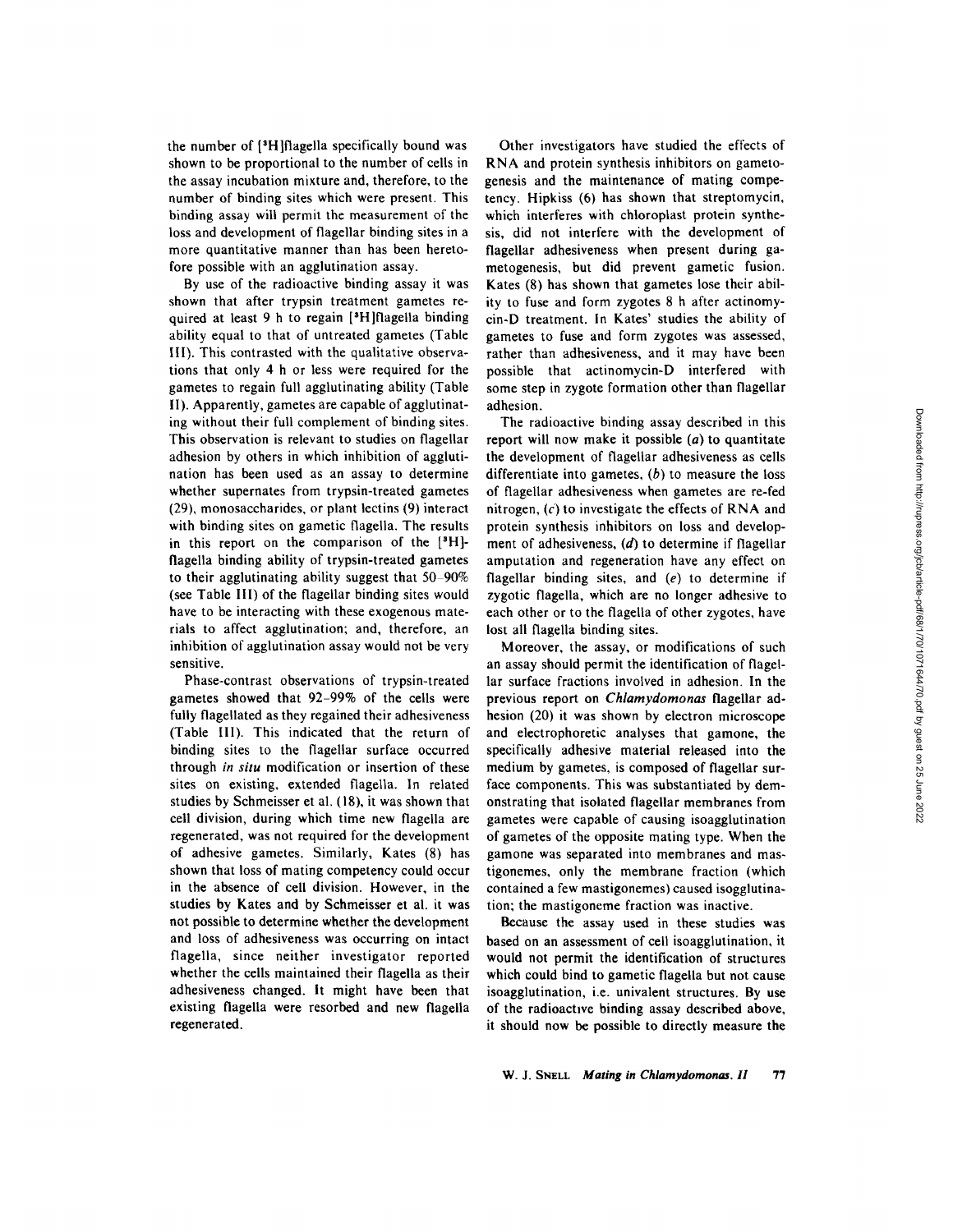the number of [$^3$H]flagella specifically bound was shown to be proportional to the number of cells in the assay incubation mixture and, therefore, to the number of binding sites which were present. This binding assay will permit the measurement of the loss and development of flagellar binding sites in a more quantitative manner than has been heretofore possible with an agglutination assay.

By use of the radioactive binding assay it was shown that after trypsin treatment gametes required at least 9 h to regain [$^3$H]flagella binding ability equal to that of untreated gametes (Table III). This contrasted with the qualitative observations that only 4 h or less were required for the gametes to regain full agglutinating ability (Table II). Apparently, gametes are capable of agglutinating without their full complement of binding sites. This observation is relevant to studies on flagellar adhesion by others in which inhibition of agglutination has been used as an assay to determine whether supernates from trypsin-treated gametes (29), monosaccharides, or plant lectins (9) interact with binding sites on gametic flagella. The results in this report on the comparison of the [$^3$H]-flagella binding ability of trypsin-treated gametes to their agglutinating ability suggest that 50–90% (see Table III) of the flagellar binding sites would have to be interacting with these exogenous materials to affect agglutination; and, therefore, an inhibition of agglutination assay would not be very sensitive.

Phase-contrast observations of trypsin-treated gametes showed that 92–99% of the cells were fully flagellated as they regained their adhesiveness (Table III). This indicated that the return of binding sites to the flagellar surface occurred through *in situ* modification or insertion of these sites on existing, extended flagella. In related studies by Schmeisser et al. (18), it was shown that cell division, during which time new flagella are regenerated, was not required for the development of adhesive gametes. Similarly, Kates (8) has shown that loss of mating competency could occur in the absence of cell division. However, in the studies by Kates and by Schmeisser et al. it was not possible to determine whether the development and loss of adhesiveness was occurring on intact flagella, since neither investigator reported whether the cells maintained their flagella as their adhesiveness changed. It might have been that existing flagella were resorbed and new flagella regenerated.

Other investigators have studied the effects of RNA and protein synthesis inhibitors on gametogenesis and the maintenance of mating competency. Hipkiss (6) has shown that streptomycin, which interferes with chloroplast protein synthesis, did not interfere with the development of flagellar adhesiveness when present during gametogenesis, but did prevent gametic fusion. Kates (8) has shown that gametes lose their ability to fuse and form zygotes 8 h after actinomycin-D treatment. In Kates' studies the ability of gametes to fuse and form zygotes was assessed, rather than adhesiveness, and it may have been possible that actinomycin-D interfered with some step in zygote formation other than flagellar adhesion.

The radioactive binding assay described in this report will now make it possible (*a*) to quantitate the development of flagellar adhesiveness as cells differentiate into gametes, (*b*) to measure the loss of flagellar adhesiveness when gametes are re-fed nitrogen, (*c*) to investigate the effects of RNA and protein synthesis inhibitors on loss and development of adhesiveness, (*d*) to determine if flagellar amputation and regeneration have any effect on flagellar binding sites, and (*e*) to determine if zygotic flagella, which are no longer adhesive to each other or to the flagella of other zygotes, have lost all flagella binding sites.

Moreover, the assay, or modifications of such an assay should permit the identification of flagellar surface fractions involved in adhesion. In the previous report on *Chlamydomonas* flagellar adhesion (20) it was shown by electron microscope and electrophoretic analyses that gamone, the specifically adhesive material released into the medium by gametes, is composed of flagellar surface components. This was substantiated by demonstrating that isolated flagellar membranes from gametes were capable of causing isoagglutination of gametes of the opposite mating type. When the gamone was separated into membranes and mastigonemes, only the membrane fraction (which contained a few mastigonemes) caused isogglutination; the mastigoneme fraction was inactive.

Because the assay used in these studies was based on an assessment of cell isoagglutination, it would not permit the identification of structures which could bind to gametic flagella but not cause isoagglutination, i.e. univalent structures. By use of the radioactive binding assay described above, it should now be possible to directly measure the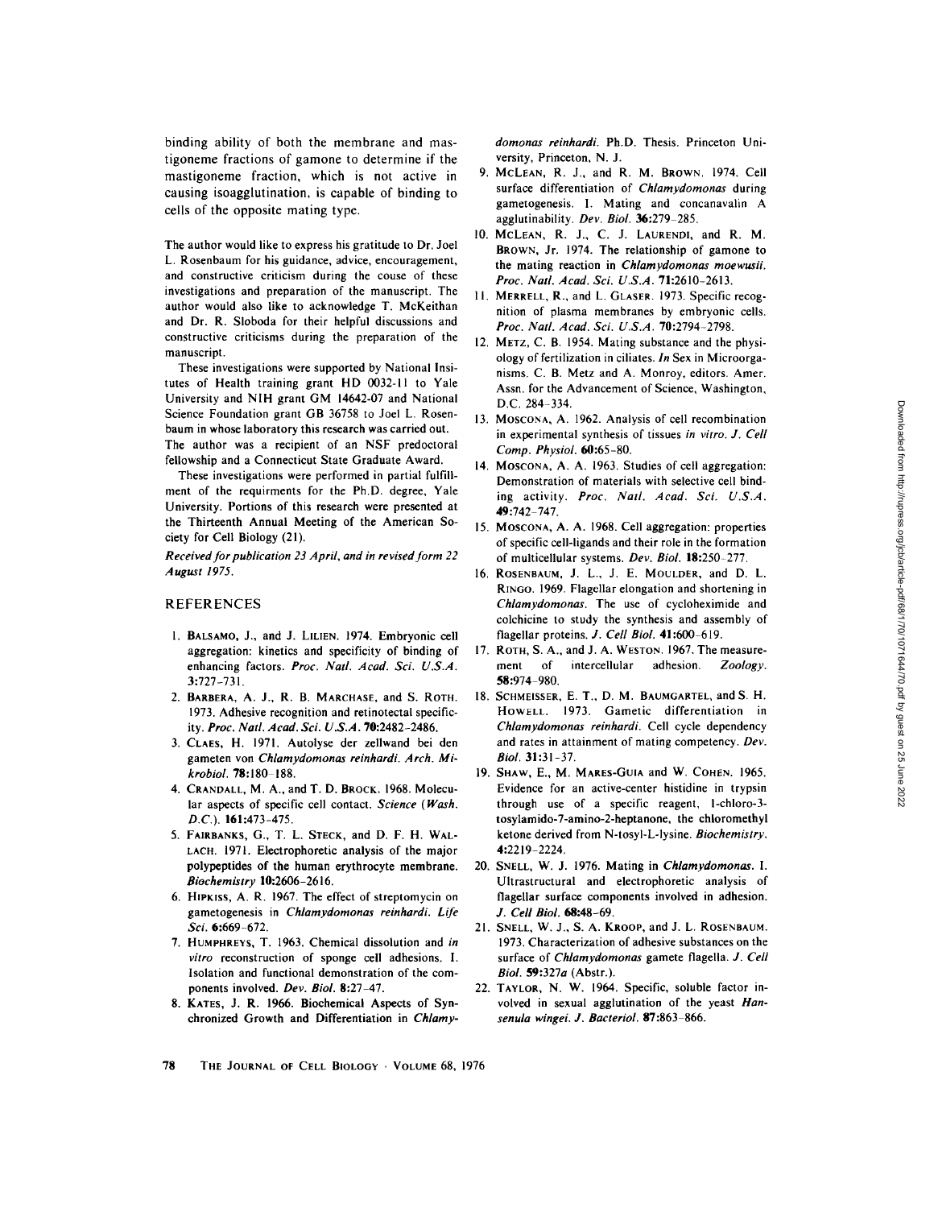binding ability of both the membrane and mastigoneme fractions of gamone to determine if the mastigoneme fraction, which is not active in causing isoagglutination, is capable of binding to cells of the opposite mating type.

The author would like to express his gratitude to Dr. Joel L. Rosenbaum for his guidance, advice, encouragement, and constructive criticism during the couse of these investigations and preparation of the manuscript. The author would also like to acknowledge T. McKeithan and Dr. R. Sloboda for their helpful discussions and constructive criticisms during the preparation of the manuscript.

These investigations were supported by National Insitutes of Health training grant HD 0032-11 to Yale University and NIH grant GM 14642-07 and National Science Foundation grant GB 36758 to Joel L. Rosenbaum in whose laboratory this research was carried out. The author was a recipient of an NSF predoctoral fellowship and a Connecticut State Graduate Award.

These investigations were performed in partial fulfillment of the requirments for the Ph.D. degree, Yale University. Portions of this research were presented at the Thirteenth Annual Meeting of the American Society for Cell Biology (21).

*Received for publication 23 April, and in revised form 22 August 1975.*

## REFERENCES

1. Balsamo, J., and J. Lilien. 1974. Embryonic cell aggregation: kinetics and specificity of binding of enhancing factors. *Proc. Natl. Acad. Sci. U.S.A.* **3**:727–731.
2. Barbera, A. J., R. B. Marchase, and S. Roth. 1973. Adhesive recognition and retinotectal specificity. *Proc. Natl. Acad. Sci. U.S.A.* **70**:2482–2486.
3. Claes, H. 1971. Autolyse der zellwand bei den gameten von *Chlamydomonas reinhardi*. *Arch. Mikrobiol.* **78**:180–188.
4. Crandall, M. A., and T. D. Brock. 1968. Molecular aspects of specific cell contact. *Science (Wash. D.C.).* **161**:473–475.
5. Fairbanks, G., T. L. Steck, and D. F. H. Wallach. 1971. Electrophoretic analysis of the major polypeptides of the human erythrocyte membrane. *Biochemistry* **10**:2606–2616.
6. Hipkiss, A. R. 1967. The effect of streptomycin on gametogenesis in *Chlamydomonas reinhardi*. *Life Sci.* **6**:669–672.
7. Humphreys, T. 1963. Chemical dissolution and *in vitro* reconstruction of sponge cell adhesions. I. Isolation and functional demonstration of the components involved. *Dev. Biol.* **8**:27–47.
8. Kates, J. R. 1966. Biochemical Aspects of Synchronized Growth and Differentiation in *Chlamydomonas reinhardi*. Ph.D. Thesis. Princeton University, Princeton, N. J.
9. McLean, R. J., and R. M. Brown. 1974. Cell surface differentiation of *Chlamydomonas* during gametogenesis. I. Mating and concanavalin A agglutinability. *Dev. Biol.* **36**:279–285.
10. McLean, R. J., C. J. Laurendi, and R. M. Brown, Jr. 1974. The relationship of gamone to the mating reaction in *Chlamydomonas moewusii*. *Proc. Natl. Acad. Sci. U.S.A.* **71**:2610–2613.
11. Merrell, R., and L. Glaser. 1973. Specific recognition of plasma membranes by embryonic cells. *Proc. Natl. Acad. Sci. U.S.A.* **70**:2794–2798.
12. Metz, C. B. 1954. Mating substance and the physiology of fertilization in ciliates. *In* Sex in Microorganisms. C. B. Metz and A. Monroy, editors. Amer. Assn. for the Advancement of Science, Washington, D.C. 284–334.
13. Moscona, A. 1962. Analysis of cell recombination in experimental synthesis of tissues *in vitro*. *J. Cell Comp. Physiol.* **60**:65–80.
14. Moscona, A. A. 1963. Studies of cell aggregation: Demonstration of materials with selective cell binding activity. *Proc. Natl. Acad. Sci. U.S.A.* **49**:742–747.
15. Moscona, A. A. 1968. Cell aggregation: properties of specific cell-ligands and their role in the formation of multicellular systems. *Dev. Biol.* **18**:250–277.
16. Rosenbaum, J. L., J. E. Moulder, and D. L. Ringo. 1969. Flagellar elongation and shortening in *Chlamydomonas*. The use of cycloheximide and colchicine to study the synthesis and assembly of flagellar proteins. *J. Cell Biol.* **41**:600–619.
17. Roth, S. A., and J. A. Weston. 1967. The measurement of intercellular adhesion. *Zoology*. **58**:974–980.
18. Schmeisser, E. T., D. M. Baumgartel, and S. H. Howell. 1973. Gametic differentiation in *Chlamydomonas reinhardi*. Cell cycle dependency and rates in attainment of mating competency. *Dev. Biol.* **31**:31–37.
19. Shaw, E., M. Mares-Guia and W. Cohen. 1965. Evidence for an active-center histidine in trypsin through use of a specific reagent, 1-chloro-3-tosylamido-7-amino-2-heptanone, the chloromethyl ketone derived from N-tosyl-L-lysine. *Biochemistry*. **4**:2219–2224.
20. Snell, W. J. 1976. Mating in *Chlamydomonas*. I. Ultrastructural and electrophoretic analysis of flagellar surface components involved in adhesion. *J. Cell Biol.* **68**:48–69.
21. Snell, W. J., S. A. Kroop, and J. L. Rosenbaum. 1973. Characterization of adhesive substances on the surface of *Chlamydomonas* gamete flagella. *J. Cell Biol.* **59**:327*a* (Abstr.).
22. Taylor, N. W. 1964. Specific, soluble factor involved in sexual agglutination of the yeast *Hansenula wingei*. *J. Bacteriol.* **87**:863–866.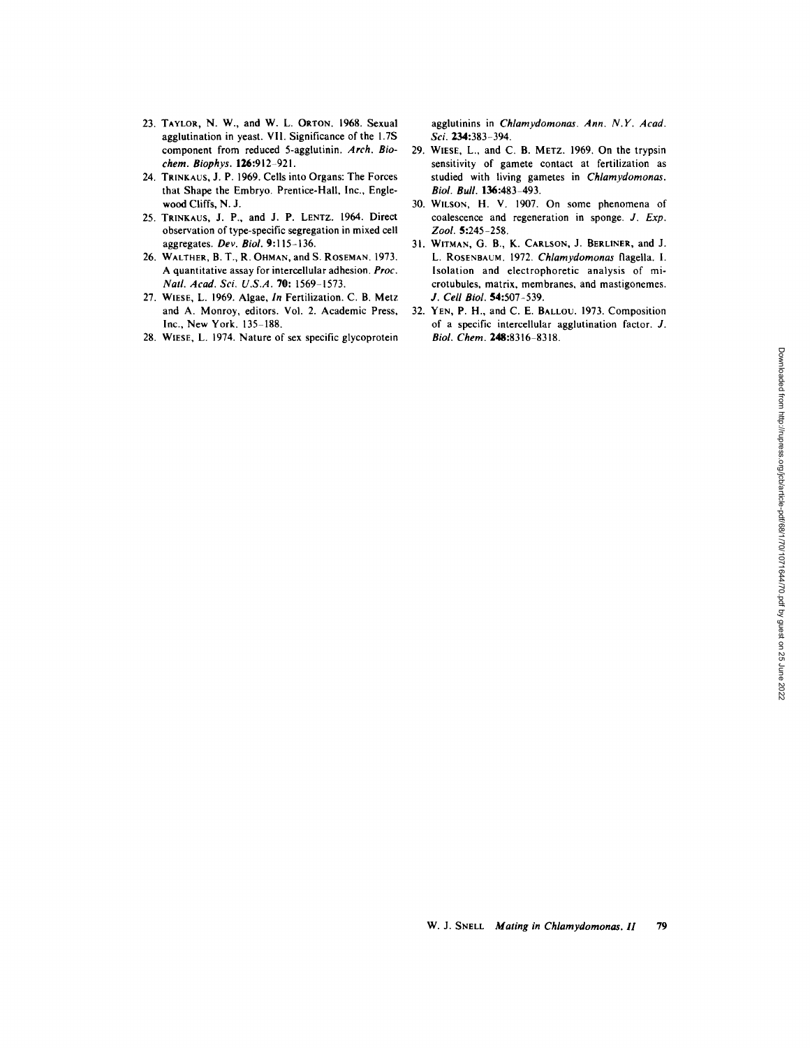23. TAYLOR, N. W., and W. L. ORTON. 1968. Sexual agglutination in yeast. VII. Significance of the 1.7S component from reduced 5-agglutinin. *Arch. Biochem. Biophys.* **126**:912–921.
24. TRINKAUS, J. P. 1969. Cells into Organs: The Forces that Shape the Embryo. Prentice-Hall, Inc., Englewood Cliffs, N. J.
25. TRINKAUS, J. P., and J. P. LENTZ. 1964. Direct observation of type-specific segregation in mixed cell aggregates. *Dev. Biol.* **9**:115–136.
26. WALTHER, B. T., R. OHMAN, and S. ROSEMAN. 1973. A quantitative assay for intercellular adhesion. *Proc. Natl. Acad. Sci. U.S.A.* **70**: 1569–1573.
27. WIESE, L. 1969. Algae, *In* Fertilization. C. B. Metz and A. Monroy, editors. Vol. 2. Academic Press, Inc., New York. 135–188.
28. WIESE, L. 1974. Nature of sex specific glycoprotein agglutinins in *Chlamydomonas*. *Ann. N.Y. Acad. Sci.* **234**:383–394.
29. WIESE, L., and C. B. METZ. 1969. On the trypsin sensitivity of gamete contact at fertilization as studied with living gametes in *Chlamydomonas*. *Biol. Bull.* **136**:483–493.
30. WILSON, H. V. 1907. On some phenomena of coalescence and regeneration in sponge. *J. Exp. Zool.* **5**:245–258.
31. WITMAN, G. B., K. CARLSON, J. BERLINER, and J. L. ROSENBAUM. 1972. *Chlamydomonas* flagella. I. Isolation and electrophoretic analysis of microtubules, matrix, membranes, and mastigonemes. *J. Cell Biol.* **54**:507–539.
32. YEN, P. H., and C. E. BALLOU. 1973. Composition of a specific intercellular agglutination factor. *J. Biol. Chem.* **248**:8316–8318.